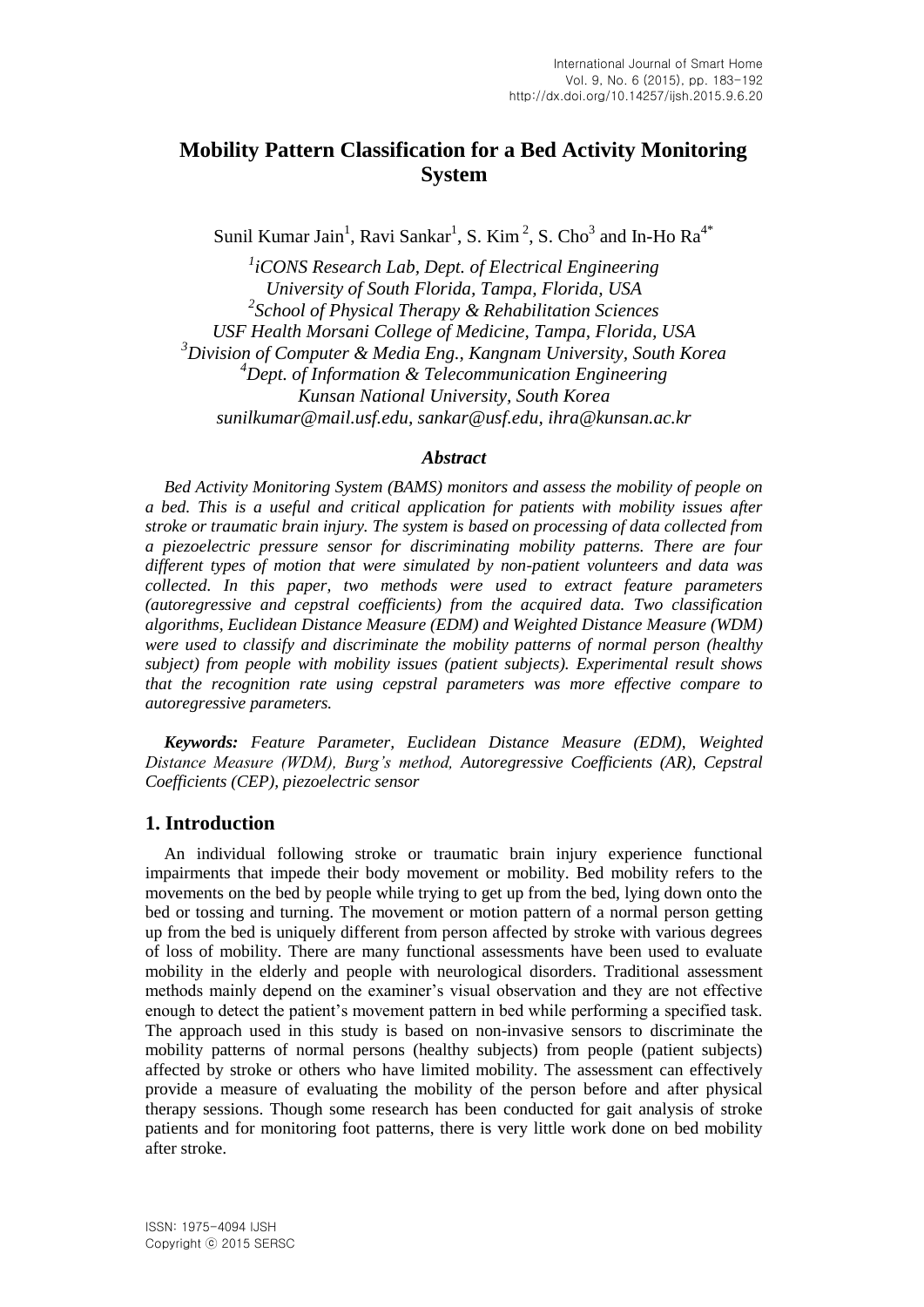# Mobility Pattern Classification for a Bed Activity Monitoring System

Sunil Kumar Jain[1], Ravi Sankar[1], S. Kim[2], S. Cho[3] and In-Ho Ra[4*]

*[1]iCONS Research Lab, Dept. of Electrical Engineering*
*University of South Florida, Tampa, Florida, USA*
*[2]School of Physical Therapy & Rehabilitation Sciences*
*USF Health Morsani College of Medicine, Tampa, Florida, USA*
*[3]Division of Computer & Media Eng., Kangnam University, South Korea*
*[4]Dept. of Information & Telecommunication Engineering*
*Kunsan National University, South Korea*
*sunilkumar@mail.usf.edu, sankar@usf.edu, ihra@kunsan.ac.kr*

### *Abstract*

*Bed Activity Monitoring System (BAMS) monitors and assess the mobility of people on a bed. This is a useful and critical application for patients with mobility issues after stroke or traumatic brain injury. The system is based on processing of data collected from a piezoelectric pressure sensor for discriminating mobility patterns. There are four different types of motion that were simulated by non-patient volunteers and data was collected. In this paper, two methods were used to extract feature parameters (autoregressive and cepstral coefficients) from the acquired data. Two classification algorithms, Euclidean Distance Measure (EDM) and Weighted Distance Measure (WDM) were used to classify and discriminate the mobility patterns of normal person (healthy subject) from people with mobility issues (patient subjects). Experimental result shows that the recognition rate using cepstral parameters was more effective compare to autoregressive parameters.*

***Keywords:** Feature Parameter, Euclidean Distance Measure (EDM), Weighted Distance Measure (WDM), Burg's method, Autoregressive Coefficients (AR), Cepstral Coefficients (CEP), piezoelectric sensor*

## 1. Introduction

An individual following stroke or traumatic brain injury experience functional impairments that impede their body movement or mobility. Bed mobility refers to the movements on the bed by people while trying to get up from the bed, lying down onto the bed or tossing and turning. The movement or motion pattern of a normal person getting up from the bed is uniquely different from person affected by stroke with various degrees of loss of mobility. There are many functional assessments have been used to evaluate mobility in the elderly and people with neurological disorders. Traditional assessment methods mainly depend on the examiner's visual observation and they are not effective enough to detect the patient's movement pattern in bed while performing a specified task. The approach used in this study is based on non-invasive sensors to discriminate the mobility patterns of normal persons (healthy subjects) from people (patient subjects) affected by stroke or others who have limited mobility. The assessment can effectively provide a measure of evaluating the mobility of the person before and after physical therapy sessions. Though some research has been conducted for gait analysis of stroke patients and for monitoring foot patterns, there is very little work done on bed mobility after stroke.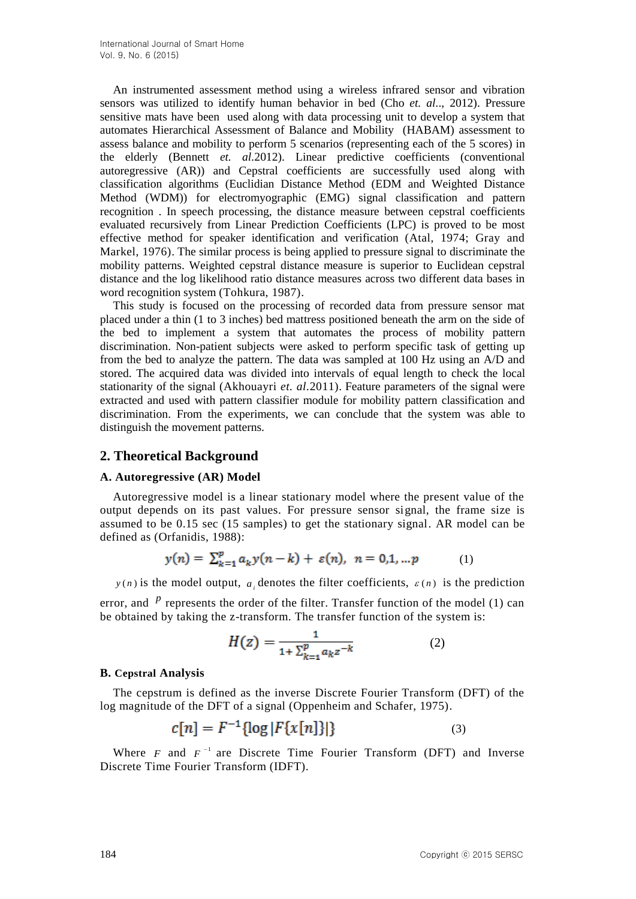An instrumented assessment method using a wireless infrared sensor and vibration sensors was utilized to identify human behavior in bed (Cho *et. al*.., 2012). Pressure sensitive mats have been used along with data processing unit to develop a system that automates Hierarchical Assessment of Balance and Mobility (HABAM) assessment to assess balance and mobility to perform 5 scenarios (representing each of the 5 scores) in the elderly (Bennett *et. al*.2012). Linear predictive coefficients (conventional autoregressive (AR)) and Cepstral coefficients are successfully used along with classification algorithms (Euclidian Distance Method (EDM and Weighted Distance Method (WDM)) for electromyographic (EMG) signal classification and pattern recognition . In speech processing, the distance measure between cepstral coefficients evaluated recursively from Linear Prediction Coefficients (LPC) is proved to be most effective method for speaker identification and verification (Atal, 1974; Gray and Markel, 1976). The similar process is being applied to pressure signal to discriminate the mobility patterns. Weighted cepstral distance measure is superior to Euclidean cepstral distance and the log likelihood ratio distance measures across two different data bases in word recognition system (Tohkura, 1987).

This study is focused on the processing of recorded data from pressure sensor mat placed under a thin (1 to 3 inches) bed mattress positioned beneath the arm on the side of the bed to implement a system that automates the process of mobility pattern discrimination. Non-patient subjects were asked to perform specific task of getting up from the bed to analyze the pattern. The data was sampled at 100 Hz using an A/D and stored. The acquired data was divided into intervals of equal length to check the local stationarity of the signal (Akhouayri *et. al*.2011). Feature parameters of the signal were extracted and used with pattern classifier module for mobility pattern classification and discrimination. From the experiments, we can conclude that the system was able to distinguish the movement patterns.

## 2. Theoretical Background

### A. Autoregressive (AR) Model

Autoregressive model is a linear stationary model where the present value of the output depends on its past values. For pressure sensor signal, the frame size is assumed to be 0.15 sec (15 samples) to get the stationary signal. AR model can be defined as (Orfanidis, 1988):

$$y(n) = \sum_{k=1}^{p} a_k y(n-k) + \varepsilon(n), \;\; n = 0,1,\ldots p \qquad (1)$$

$y(n)$ is the model output, $a_i$ denotes the filter coefficients, $\varepsilon(n)$ is the prediction error, and $p$ represents the order of the filter. Transfer function of the model (1) can be obtained by taking the z-transform. The transfer function of the system is:

$$H(z) = \frac{1}{1+\sum_{k=1}^{p} a_k z^{-k}} \qquad (2)$$

### B. Cepstral Analysis

The cepstrum is defined as the inverse Discrete Fourier Transform (DFT) of the log magnitude of the DFT of a signal (Oppenheim and Schafer, 1975).

$$c[n] = F^{-1}\{\log|F\{x[n]\}|\} \qquad (3)$$

Where $F$ and $F^{-1}$ are Discrete Time Fourier Transform (DFT) and Inverse Discrete Time Fourier Transform (IDFT).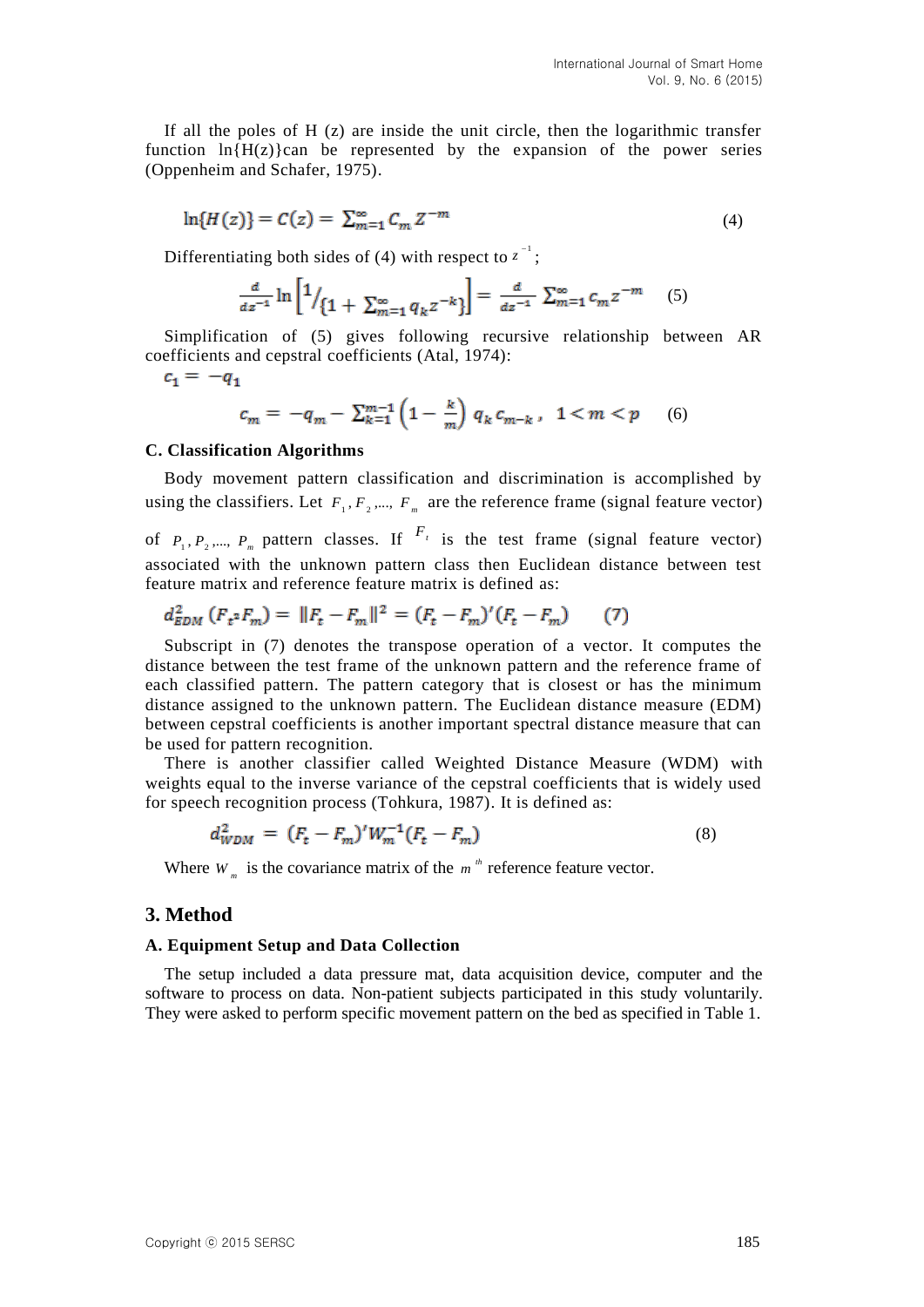If all the poles of H (z) are inside the unit circle, then the logarithmic transfer function ln{H(z)}can be represented by the expansion of the power series (Oppenheim and Schafer, 1975).

$$\ln\{H(z)\} = C(z) = \sum_{m=1}^{\infty} C_m Z^{-m} \tag{4}$$

Differentiating both sides of (4) with respect to $z^{-1}$;

$$\frac{d}{dz^{-1}} \ln\left[ 1 \Big/ \{1 + \sum_{m=1}^{\infty} q_k z^{-k}\} \right] = \frac{d}{dz^{-1}} \sum_{m=1}^{\infty} c_m z^{-m} \tag{5}$$

Simplification of (5) gives following recursive relationship between AR coefficients and cepstral coefficients (Atal, 1974):

$$c_1 = -q_1$$

$$c_m = -q_m - \sum_{k=1}^{m-1} \left(1 - \frac{k}{m}\right) q_k c_{m-k}, \quad 1 < m < p \tag{6}$$

### C. Classification Algorithms

Body movement pattern classification and discrimination is accomplished by using the classifiers. Let $F_1, F_2, \ldots, F_m$ are the reference frame (signal feature vector) of $P_1, P_2, \ldots, P_m$ pattern classes. If $F_t$ is the test frame (signal feature vector) associated with the unknown pattern class then Euclidean distance between test feature matrix and reference feature matrix is defined as:

$$d_{EDM}^2 \left(F_t, F_m\right) = \|F_t - F_m\|^2 = (F_t - F_m)'(F_t - F_m) \tag{7}$$

Subscript in (7) denotes the transpose operation of a vector. It computes the distance between the test frame of the unknown pattern and the reference frame of each classified pattern. The pattern category that is closest or has the minimum distance assigned to the unknown pattern. The Euclidean distance measure (EDM) between cepstral coefficients is another important spectral distance measure that can be used for pattern recognition.

There is another classifier called Weighted Distance Measure (WDM) with weights equal to the inverse variance of the cepstral coefficients that is widely used for speech recognition process (Tohkura, 1987). It is defined as:

$$d_{WDM}^2 = (F_t - F_m)' W_m^{-1} (F_t - F_m) \tag{8}$$

Where $W_m$ is the covariance matrix of the $m^{th}$ reference feature vector.

## 3. Method

### A. Equipment Setup and Data Collection

The setup included a data pressure mat, data acquisition device, computer and the software to process on data. Non-patient subjects participated in this study voluntarily. They were asked to perform specific movement pattern on the bed as specified in Table 1.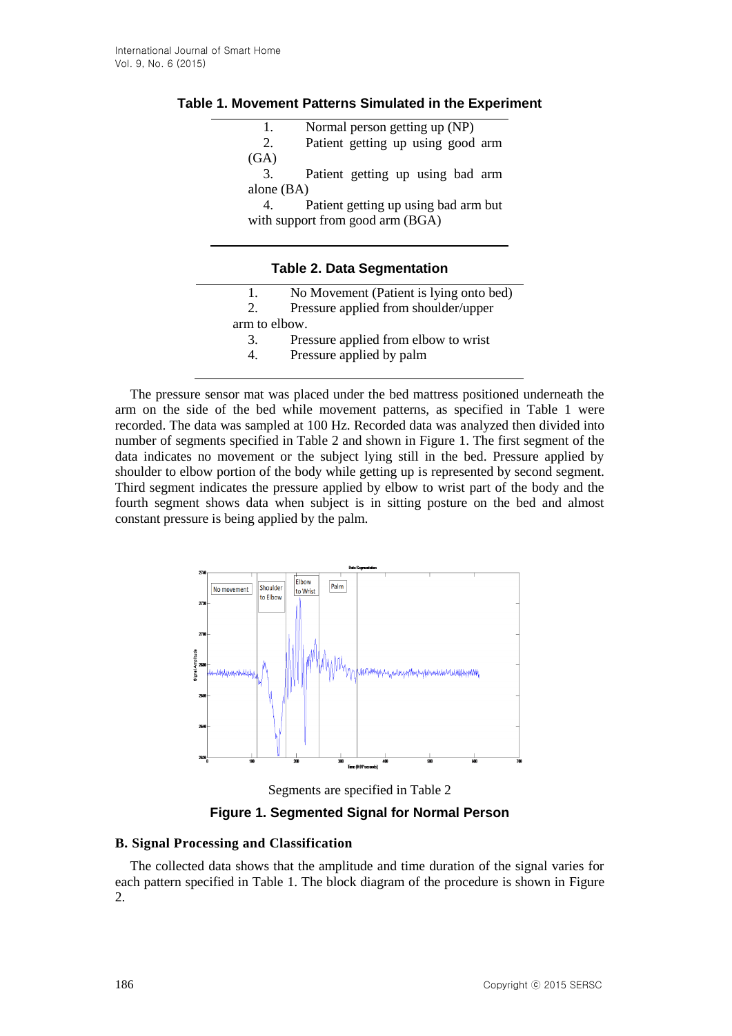**Table 1. Movement Patterns Simulated in the Experiment**

1. Normal person getting up (NP)
2. Patient getting up using good arm (GA)
3. Patient getting up using bad arm alone (BA)
4. Patient getting up using bad arm but with support from good arm (BGA)

**Table 2. Data Segmentation**

1. No Movement (Patient is lying onto bed)
2. Pressure applied from shoulder/upper arm to elbow.
3. Pressure applied from elbow to wrist
4. Pressure applied by palm

The pressure sensor mat was placed under the bed mattress positioned underneath the arm on the side of the bed while movement patterns, as specified in Table 1 were recorded. The data was sampled at 100 Hz. Recorded data was analyzed then divided into number of segments specified in Table 2 and shown in Figure 1. The first segment of the data indicates no movement or the subject lying still in the bed. Pressure applied by shoulder to elbow portion of the body while getting up is represented by second segment. Third segment indicates the pressure applied by elbow to wrist part of the body and the fourth segment shows data when subject is in sitting posture on the bed and almost constant pressure is being applied by the palm.

Segments are specified in Table 2

**Figure 1. Segmented Signal for Normal Person**

**B. Signal Processing and Classification**

The collected data shows that the amplitude and time duration of the signal varies for each pattern specified in Table 1. The block diagram of the procedure is shown in Figure 2.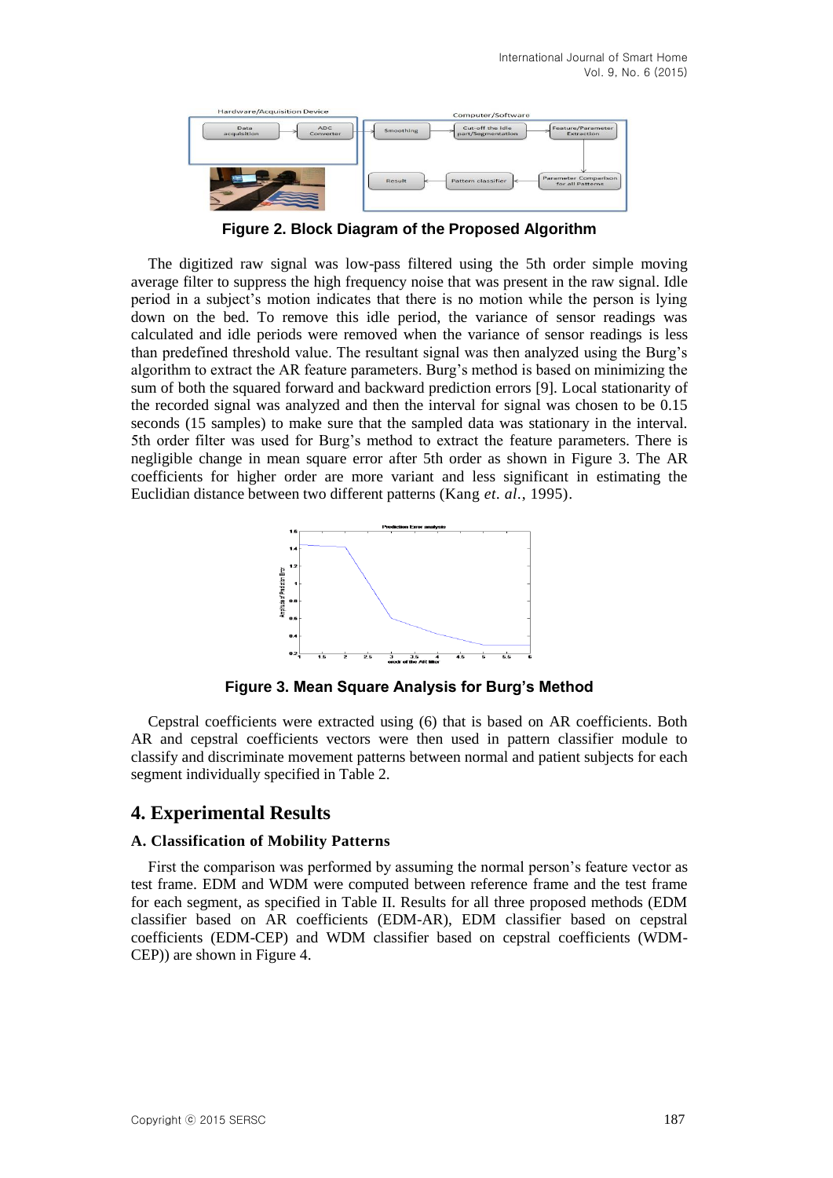Figure 2. Block Diagram of the Proposed Algorithm

The digitized raw signal was low-pass filtered using the 5th order simple moving average filter to suppress the high frequency noise that was present in the raw signal. Idle period in a subject's motion indicates that there is no motion while the person is lying down on the bed. To remove this idle period, the variance of sensor readings was calculated and idle periods were removed when the variance of sensor readings is less than predefined threshold value. The resultant signal was then analyzed using the Burg's algorithm to extract the AR feature parameters. Burg's method is based on minimizing the sum of both the squared forward and backward prediction errors [9]. Local stationarity of the recorded signal was analyzed and then the interval for signal was chosen to be 0.15 seconds (15 samples) to make sure that the sampled data was stationary in the interval. 5th order filter was used for Burg's method to extract the feature parameters. There is negligible change in mean square error after 5th order as shown in Figure 3. The AR coefficients for higher order are more variant and less significant in estimating the Euclidian distance between two different patterns (Kang *et. al.*, 1995).

Figure 3. Mean Square Analysis for Burg's Method

Cepstral coefficients were extracted using (6) that is based on AR coefficients. Both AR and cepstral coefficients vectors were then used in pattern classifier module to classify and discriminate movement patterns between normal and patient subjects for each segment individually specified in Table 2.

# 4. Experimental Results

### A. Classification of Mobility Patterns

First the comparison was performed by assuming the normal person's feature vector as test frame. EDM and WDM were computed between reference frame and the test frame for each segment, as specified in Table II. Results for all three proposed methods (EDM classifier based on AR coefficients (EDM-AR), EDM classifier based on cepstral coefficients (EDM-CEP) and WDM classifier based on cepstral coefficients (WDM-CEP)) are shown in Figure 4.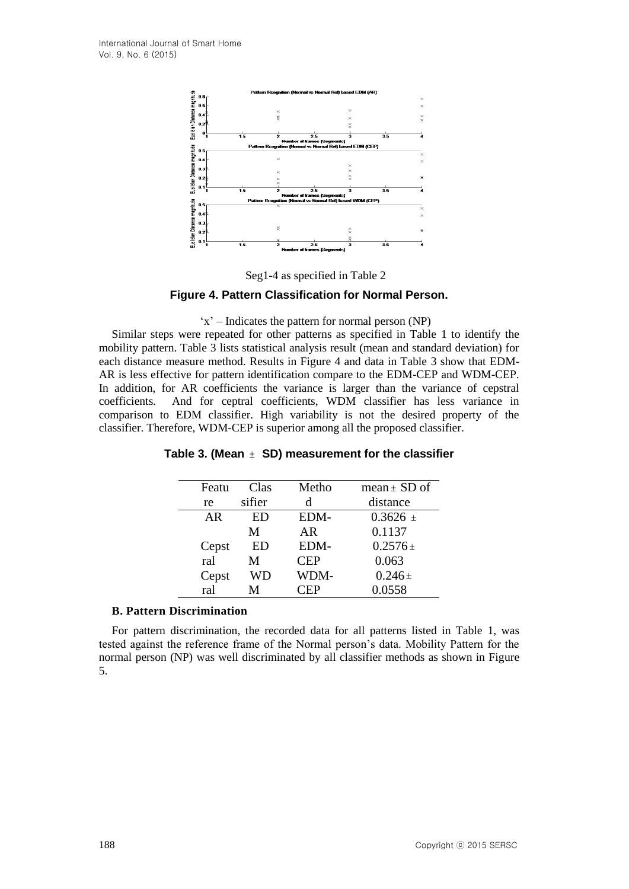Seg1-4 as specified in Table 2

**Figure 4. Pattern Classification for Normal Person.**

'x' – Indicates the pattern for normal person (NP)

Similar steps were repeated for other patterns as specified in Table 1 to identify the mobility pattern. Table 3 lists statistical analysis result (mean and standard deviation) for each distance measure method. Results in Figure 4 and data in Table 3 show that EDM-AR is less effective for pattern identification compare to the EDM-CEP and WDM-CEP. In addition, for AR coefficients the variance is larger than the variance of cepstral coefficients. And for ceptral coefficients, WDM classifier has less variance in comparison to EDM classifier. High variability is not the desired property of the classifier. Therefore, WDM-CEP is superior among all the proposed classifier.

**Table 3. (Mean ± SD) measurement for the classifier**

| Feature | Classifier | Method | mean ± SD of distance |
|---|---|---|---|
| AR | EDM | EDM-AR | 0.3626 ± 0.1137 |
| Cepstral | EDM | EDM-CEP | 0.2576 ± 0.063 |
| Cepstral | WDM | WDM-CEP | 0.246 ± 0.0558 |

### B. Pattern Discrimination

For pattern discrimination, the recorded data for all patterns listed in Table 1, was tested against the reference frame of the Normal person's data. Mobility Pattern for the normal person (NP) was well discriminated by all classifier methods as shown in Figure 5.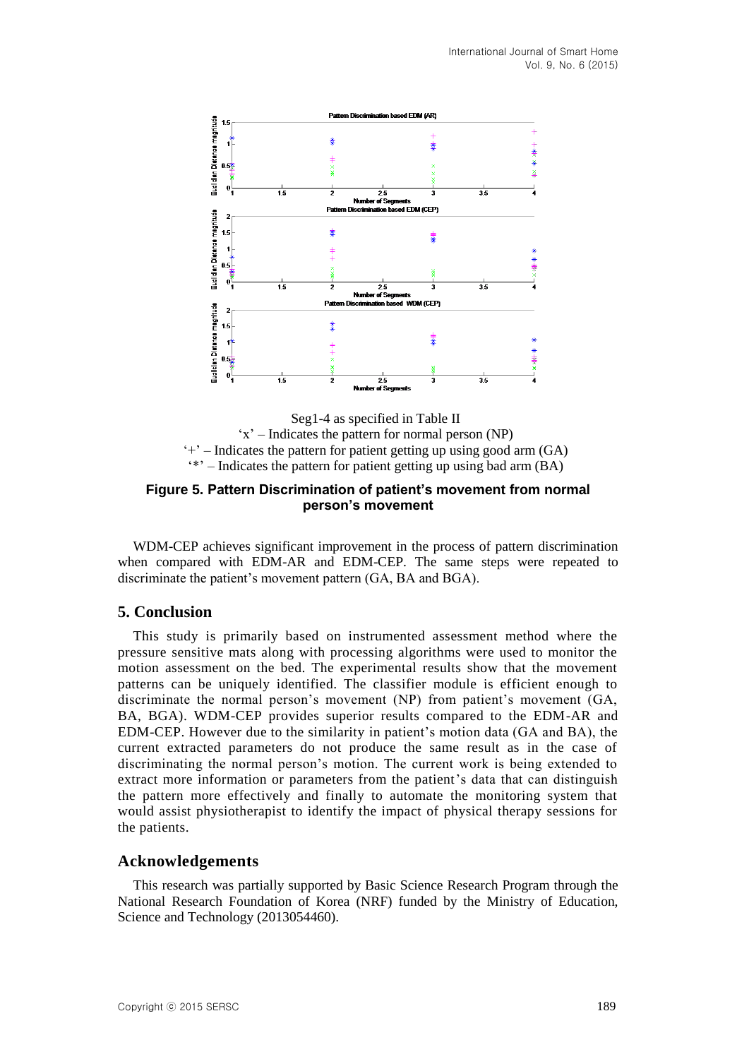Seg1-4 as specified in Table II

'x' – Indicates the pattern for normal person (NP)

'+' – Indicates the pattern for patient getting up using good arm (GA)

'*' – Indicates the pattern for patient getting up using bad arm (BA)

**Figure 5. Pattern Discrimination of patient's movement from normal person's movement**

WDM-CEP achieves significant improvement in the process of pattern discrimination when compared with EDM-AR and EDM-CEP. The same steps were repeated to discriminate the patient's movement pattern (GA, BA and BGA).

## 5. Conclusion

This study is primarily based on instrumented assessment method where the pressure sensitive mats along with processing algorithms were used to monitor the motion assessment on the bed. The experimental results show that the movement patterns can be uniquely identified. The classifier module is efficient enough to discriminate the normal person's movement (NP) from patient's movement (GA, BA, BGA). WDM-CEP provides superior results compared to the EDM-AR and EDM-CEP. However due to the similarity in patient's motion data (GA and BA), the current extracted parameters do not produce the same result as in the case of discriminating the normal person's motion. The current work is being extended to extract more information or parameters from the patient's data that can distinguish the pattern more effectively and finally to automate the monitoring system that would assist physiotherapist to identify the impact of physical therapy sessions for the patients.

## Acknowledgements

This research was partially supported by Basic Science Research Program through the National Research Foundation of Korea (NRF) funded by the Ministry of Education, Science and Technology (2013054460).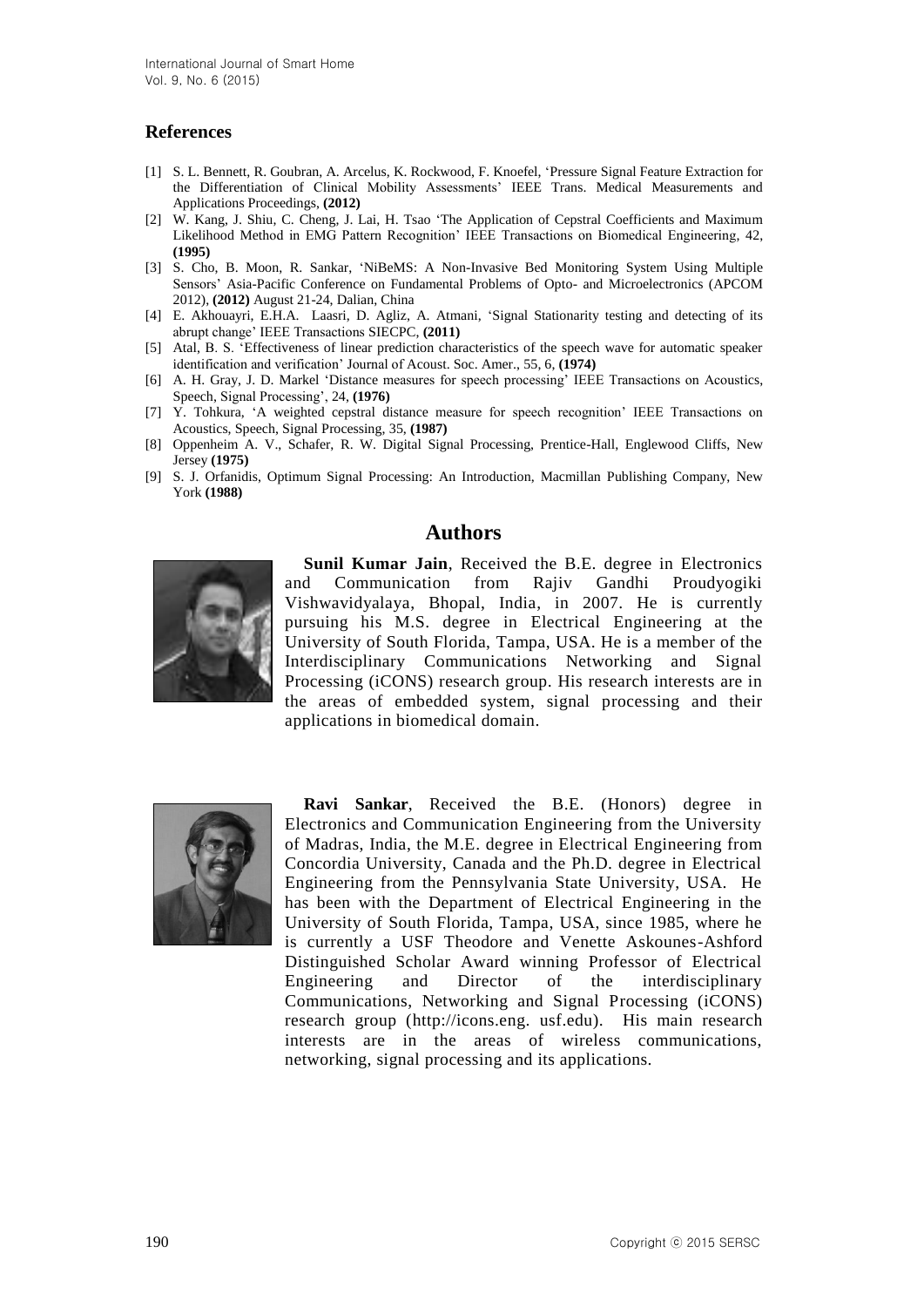## References

[1] S. L. Bennett, R. Goubran, A. Arcelus, K. Rockwood, F. Knoefel, 'Pressure Signal Feature Extraction for the Differentiation of Clinical Mobility Assessments' IEEE Trans. Medical Measurements and Applications Proceedings, **(2012)**

[2] W. Kang, J. Shiu, C. Cheng, J. Lai, H. Tsao 'The Application of Cepstral Coefficients and Maximum Likelihood Method in EMG Pattern Recognition' IEEE Transactions on Biomedical Engineering, 42, **(1995)**

[3] S. Cho, B. Moon, R. Sankar, 'NiBeMS: A Non-Invasive Bed Monitoring System Using Multiple Sensors' Asia-Pacific Conference on Fundamental Problems of Opto- and Microelectronics (APCOM 2012), **(2012)** August 21-24, Dalian, China

[4] E. Akhouayri, E.H.A. Laasri, D. Agliz, A. Atmani, 'Signal Stationarity testing and detecting of its abrupt change' IEEE Transactions SIECPC, **(2011)**

[5] Atal, B. S. 'Effectiveness of linear prediction characteristics of the speech wave for automatic speaker identification and verification' Journal of Acoust. Soc. Amer., 55, 6, **(1974)**

[6] A. H. Gray, J. D. Markel 'Distance measures for speech processing' IEEE Transactions on Acoustics, Speech, Signal Processing', 24, **(1976)**

[7] Y. Tohkura, 'A weighted cepstral distance measure for speech recognition' IEEE Transactions on Acoustics, Speech, Signal Processing, 35, **(1987)**

[8] Oppenheim A. V., Schafer, R. W. Digital Signal Processing, Prentice-Hall, Englewood Cliffs, New Jersey **(1975)**

[9] S. J. Orfanidis, Optimum Signal Processing: An Introduction, Macmillan Publishing Company, New York **(1988)**

## Authors

**Sunil Kumar Jain**, Received the B.E. degree in Electronics and Communication from Rajiv Gandhi Proudyogiki Vishwavidyalaya, Bhopal, India, in 2007. He is currently pursuing his M.S. degree in Electrical Engineering at the University of South Florida, Tampa, USA. He is a member of the Interdisciplinary Communications Networking and Signal Processing (iCONS) research group. His research interests are in the areas of embedded system, signal processing and their applications in biomedical domain.

**Ravi Sankar**, Received the B.E. (Honors) degree in Electronics and Communication Engineering from the University of Madras, India, the M.E. degree in Electrical Engineering from Concordia University, Canada and the Ph.D. degree in Electrical Engineering from the Pennsylvania State University, USA. He has been with the Department of Electrical Engineering in the University of South Florida, Tampa, USA, since 1985, where he is currently a USF Theodore and Venette Askounes-Ashford Distinguished Scholar Award winning Professor of Electrical Engineering and Director of the interdisciplinary Communications, Networking and Signal Processing (iCONS) research group (http://icons.eng. usf.edu). His main research interests are in the areas of wireless communications, networking, signal processing and its applications.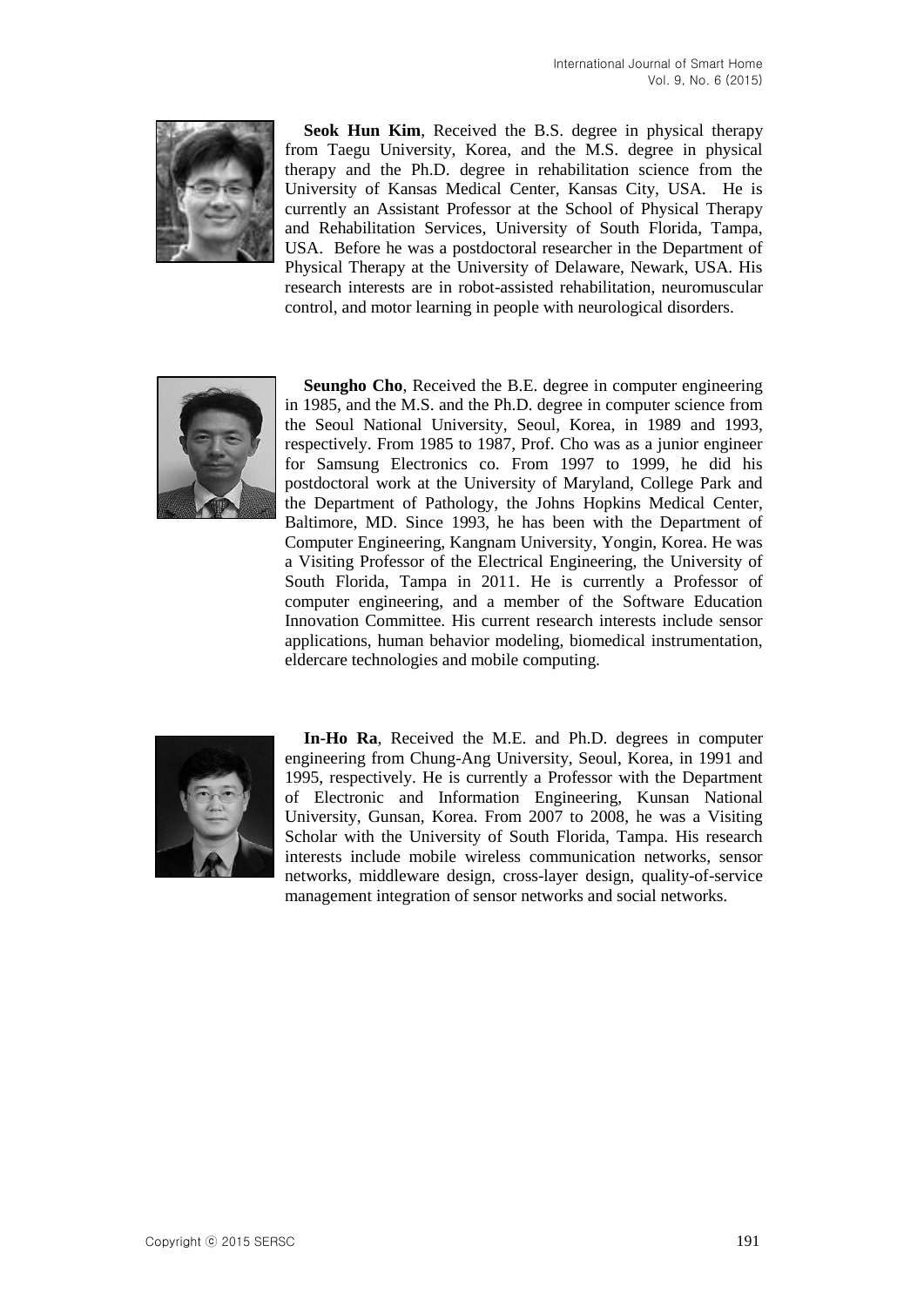**Seok Hun Kim**, Received the B.S. degree in physical therapy from Taegu University, Korea, and the M.S. degree in physical therapy and the Ph.D. degree in rehabilitation science from the University of Kansas Medical Center, Kansas City, USA. He is currently an Assistant Professor at the School of Physical Therapy and Rehabilitation Services, University of South Florida, Tampa, USA. Before he was a postdoctoral researcher in the Department of Physical Therapy at the University of Delaware, Newark, USA. His research interests are in robot-assisted rehabilitation, neuromuscular control, and motor learning in people with neurological disorders.

**Seungho Cho**, Received the B.E. degree in computer engineering in 1985, and the M.S. and the Ph.D. degree in computer science from the Seoul National University, Seoul, Korea, in 1989 and 1993, respectively. From 1985 to 1987, Prof. Cho was as a junior engineer for Samsung Electronics co. From 1997 to 1999, he did his postdoctoral work at the University of Maryland, College Park and the Department of Pathology, the Johns Hopkins Medical Center, Baltimore, MD. Since 1993, he has been with the Department of Computer Engineering, Kangnam University, Yongin, Korea. He was a Visiting Professor of the Electrical Engineering, the University of South Florida, Tampa in 2011. He is currently a Professor of computer engineering, and a member of the Software Education Innovation Committee. His current research interests include sensor applications, human behavior modeling, biomedical instrumentation, eldercare technologies and mobile computing.

**In-Ho Ra**, Received the M.E. and Ph.D. degrees in computer engineering from Chung-Ang University, Seoul, Korea, in 1991 and 1995, respectively. He is currently a Professor with the Department of Electronic and Information Engineering, Kunsan National University, Gunsan, Korea. From 2007 to 2008, he was a Visiting Scholar with the University of South Florida, Tampa. His research interests include mobile wireless communication networks, sensor networks, middleware design, cross-layer design, quality-of-service management integration of sensor networks and social networks.